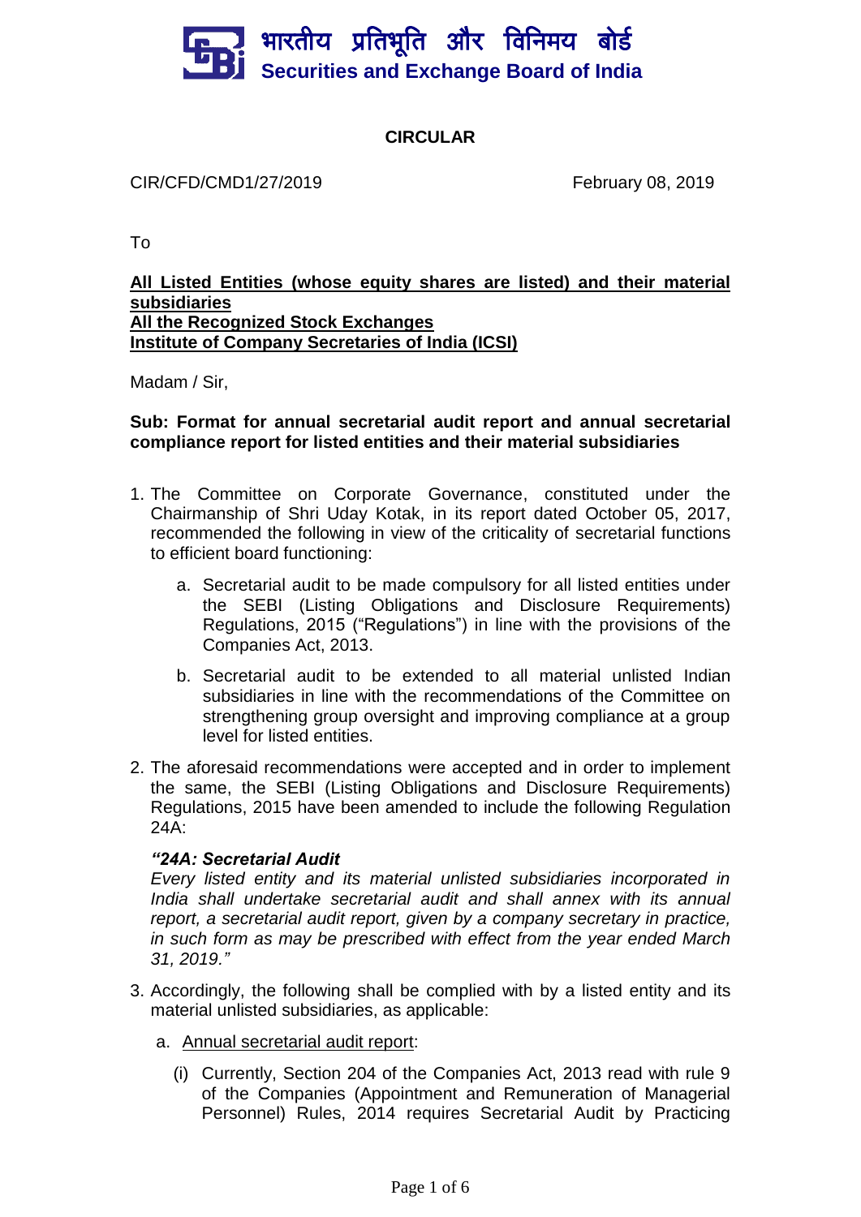भारतीय प्रतिभूति और विनिमय बोर्ड
**Securities and Exchange Board of India**

**CIRCULAR**

CIR/CFD/CMD1/27/2019 February 08, 2019

To

**<u>All Listed Entities (whose equity shares are listed) and their material subsidiaries</u>**
**<u>All the Recognized Stock Exchanges</u>**
**<u>Institute of Company Secretaries of India (ICSI)</u>**

Madam / Sir,

**Sub: Format for annual secretarial audit report and annual secretarial compliance report for listed entities and their material subsidiaries**

1. The Committee on Corporate Governance, constituted under the Chairmanship of Shri Uday Kotak, in its report dated October 05, 2017, recommended the following in view of the criticality of secretarial functions to efficient board functioning:

    a. Secretarial audit to be made compulsory for all listed entities under the SEBI (Listing Obligations and Disclosure Requirements) Regulations, 2015 ("Regulations") in line with the provisions of the Companies Act, 2013.

    b. Secretarial audit to be extended to all material unlisted Indian subsidiaries in line with the recommendations of the Committee on strengthening group oversight and improving compliance at a group level for listed entities.

2. The aforesaid recommendations were accepted and in order to implement the same, the SEBI (Listing Obligations and Disclosure Requirements) Regulations, 2015 have been amended to include the following Regulation 24A:

    ***"24A: Secretarial Audit***
    *Every listed entity and its material unlisted subsidiaries incorporated in India shall undertake secretarial audit and shall annex with its annual report, a secretarial audit report, given by a company secretary in practice, in such form as may be prescribed with effect from the year ended March 31, 2019."*

3. Accordingly, the following shall be complied with by a listed entity and its material unlisted subsidiaries, as applicable:

    a. <u>Annual secretarial audit report</u>:

    (i) Currently, Section 204 of the Companies Act, 2013 read with rule 9 of the Companies (Appointment and Remuneration of Managerial Personnel) Rules, 2014 requires Secretarial Audit by Practicing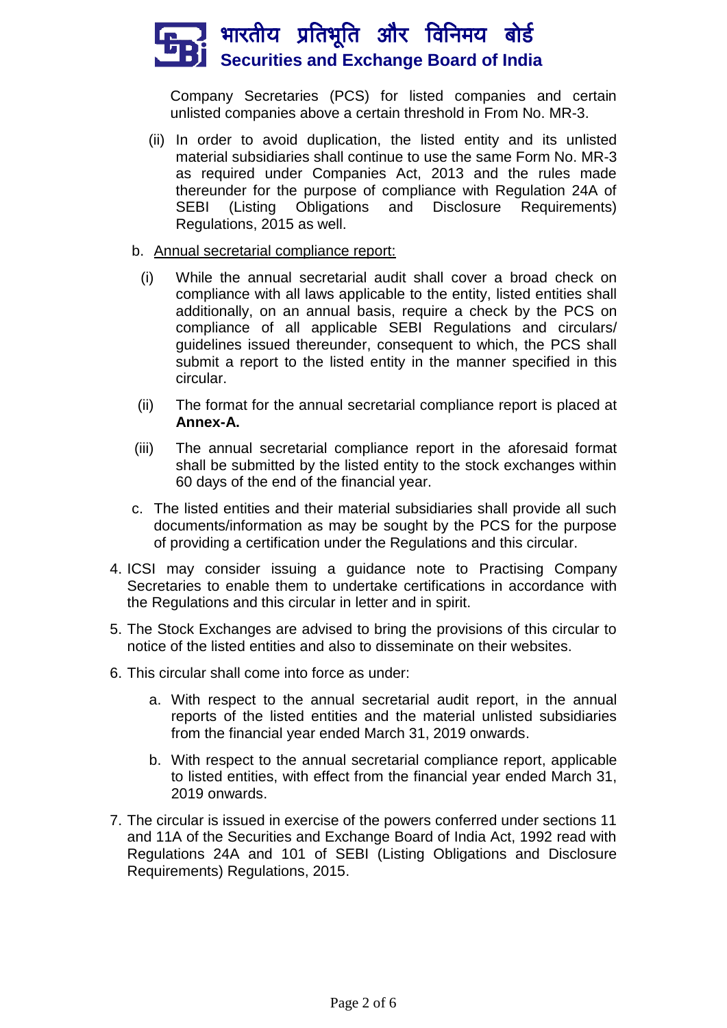Company Secretaries (PCS) for listed companies and certain unlisted companies above a certain threshold in From No. MR-3.

(ii) In order to avoid duplication, the listed entity and its unlisted material subsidiaries shall continue to use the same Form No. MR-3 as required under Companies Act, 2013 and the rules made thereunder for the purpose of compliance with Regulation 24A of SEBI (Listing Obligations and Disclosure Requirements) Regulations, 2015 as well.

b. <u>Annual secretarial compliance report:</u>

(i) While the annual secretarial audit shall cover a broad check on compliance with all laws applicable to the entity, listed entities shall additionally, on an annual basis, require a check by the PCS on compliance of all applicable SEBI Regulations and circulars/ guidelines issued thereunder, consequent to which, the PCS shall submit a report to the listed entity in the manner specified in this circular.

(ii) The format for the annual secretarial compliance report is placed at **Annex-A.**

(iii) The annual secretarial compliance report in the aforesaid format shall be submitted by the listed entity to the stock exchanges within 60 days of the end of the financial year.

c. The listed entities and their material subsidiaries shall provide all such documents/information as may be sought by the PCS for the purpose of providing a certification under the Regulations and this circular.

4. ICSI may consider issuing a guidance note to Practising Company Secretaries to enable them to undertake certifications in accordance with the Regulations and this circular in letter and in spirit.

5. The Stock Exchanges are advised to bring the provisions of this circular to notice of the listed entities and also to disseminate on their websites.

6. This circular shall come into force as under:

   a. With respect to the annual secretarial audit report, in the annual reports of the listed entities and the material unlisted subsidiaries from the financial year ended March 31, 2019 onwards.

   b. With respect to the annual secretarial compliance report, applicable to listed entities, with effect from the financial year ended March 31, 2019 onwards.

7. The circular is issued in exercise of the powers conferred under sections 11 and 11A of the Securities and Exchange Board of India Act, 1992 read with Regulations 24A and 101 of SEBI (Listing Obligations and Disclosure Requirements) Regulations, 2015.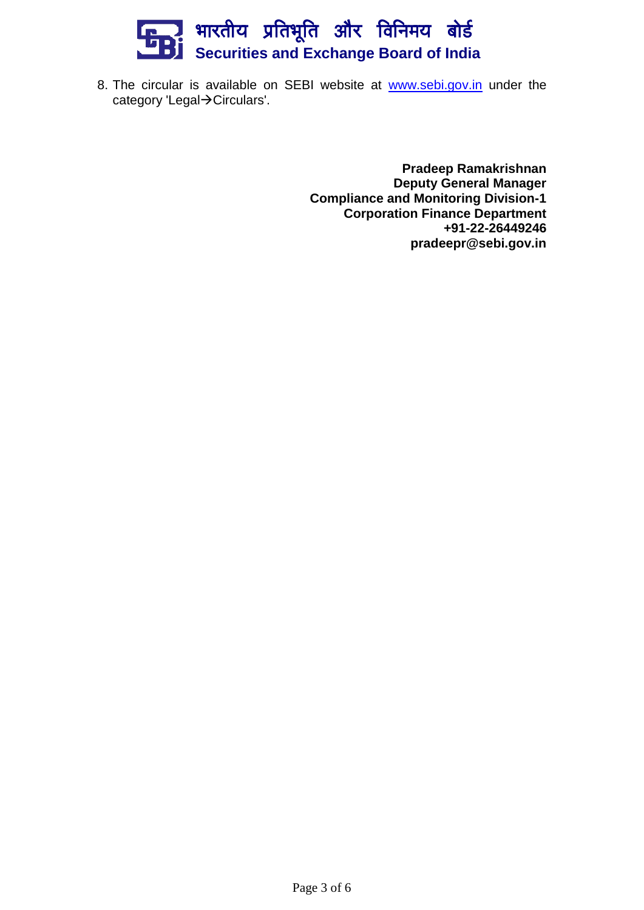8. The circular is available on SEBI website at www.sebi.gov.in under the category 'Legal→Circulars'.

**Pradeep Ramakrishnan**
**Deputy General Manager**
**Compliance and Monitoring Division-1**
**Corporation Finance Department**
**+91-22-26449246**
**pradeepr@sebi.gov.in**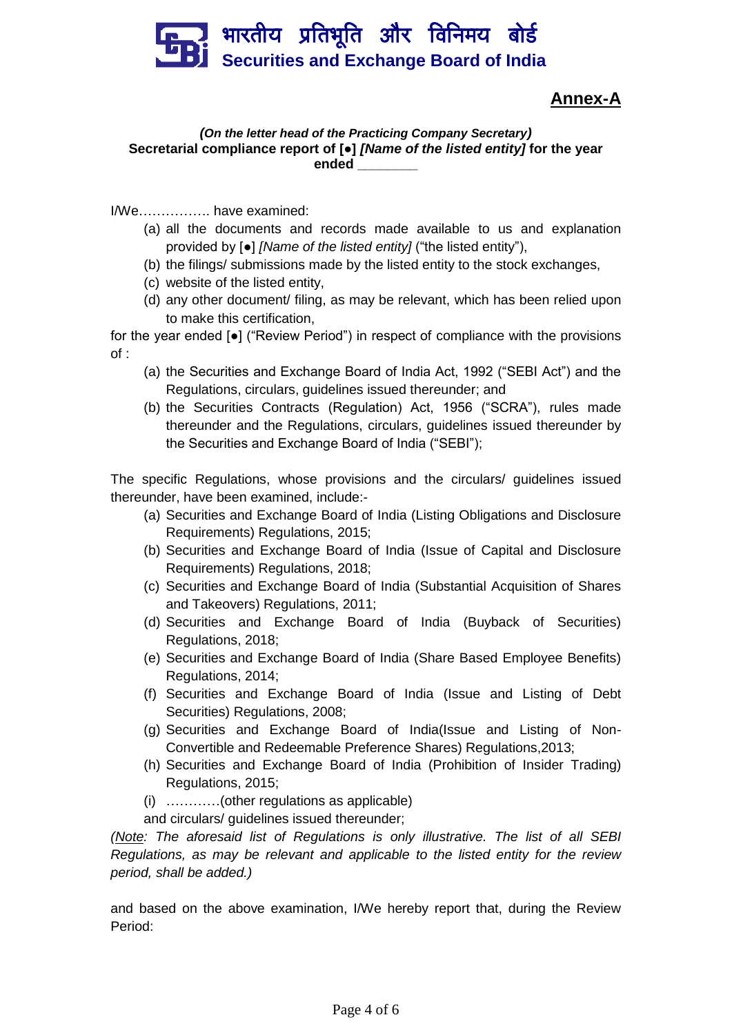भारतीय प्रतिभूति और विनिमय बोर्ड
**Securities and Exchange Board of India**

## Annex-A

***(On the letter head of the Practicing Company Secretary)***

**Secretarial compliance report of [●] *[Name of the listed entity]* for the year ended ________**

I/We……………. have examined:

(a) all the documents and records made available to us and explanation provided by [●] *[Name of the listed entity]* ("the listed entity"),

(b) the filings/ submissions made by the listed entity to the stock exchanges,

(c) website of the listed entity,

(d) any other document/ filing, as may be relevant, which has been relied upon to make this certification,

for the year ended [●] ("Review Period") in respect of compliance with the provisions of :

(a) the Securities and Exchange Board of India Act, 1992 ("SEBI Act") and the Regulations, circulars, guidelines issued thereunder; and

(b) the Securities Contracts (Regulation) Act, 1956 ("SCRA"), rules made thereunder and the Regulations, circulars, guidelines issued thereunder by the Securities and Exchange Board of India ("SEBI");

The specific Regulations, whose provisions and the circulars/ guidelines issued thereunder, have been examined, include:-

(a) Securities and Exchange Board of India (Listing Obligations and Disclosure Requirements) Regulations, 2015;

(b) Securities and Exchange Board of India (Issue of Capital and Disclosure Requirements) Regulations, 2018;

(c) Securities and Exchange Board of India (Substantial Acquisition of Shares and Takeovers) Regulations, 2011;

(d) Securities and Exchange Board of India (Buyback of Securities) Regulations, 2018;

(e) Securities and Exchange Board of India (Share Based Employee Benefits) Regulations, 2014;

(f) Securities and Exchange Board of India (Issue and Listing of Debt Securities) Regulations, 2008;

(g) Securities and Exchange Board of India(Issue and Listing of Non-Convertible and Redeemable Preference Shares) Regulations,2013;

(h) Securities and Exchange Board of India (Prohibition of Insider Trading) Regulations, 2015;

(i) …………(other regulations as applicable)

and circulars/ guidelines issued thereunder;

*(Note: The aforesaid list of Regulations is only illustrative. The list of all SEBI Regulations, as may be relevant and applicable to the listed entity for the review period, shall be added.)*

and based on the above examination, I/We hereby report that, during the Review Period: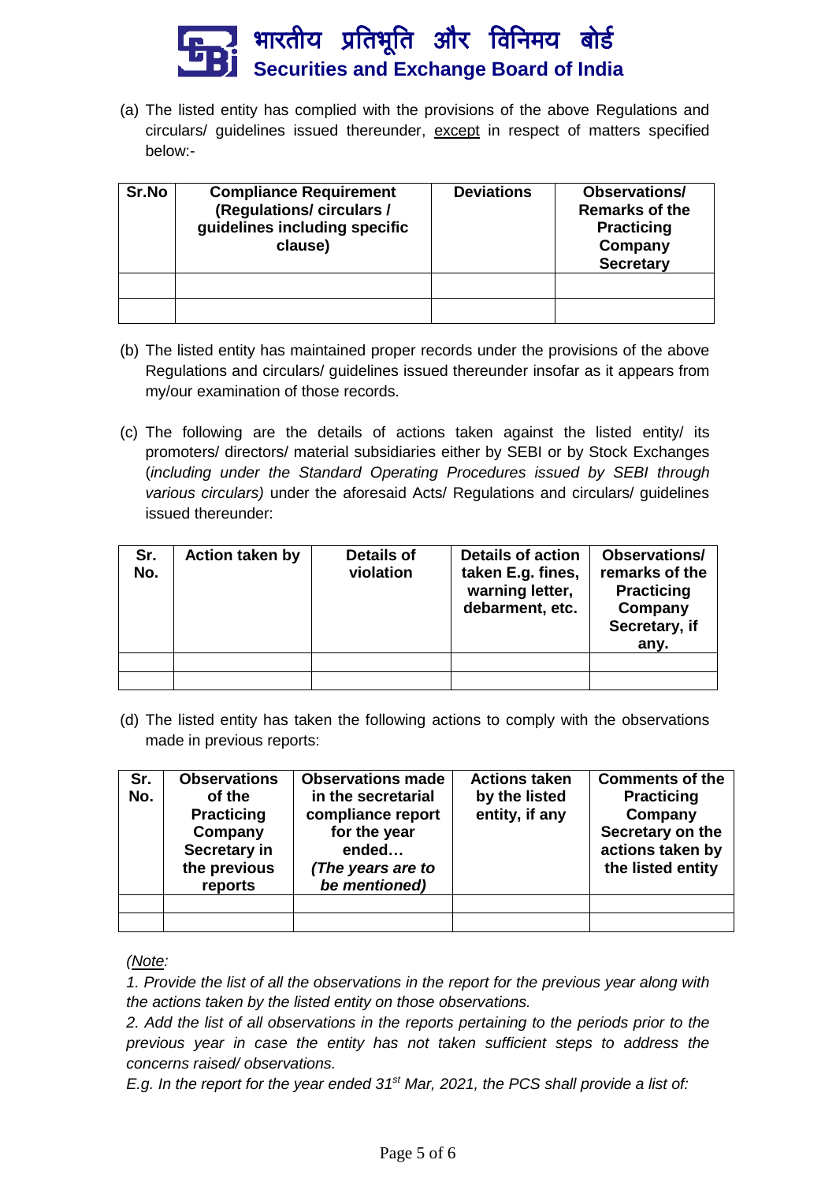(a) The listed entity has complied with the provisions of the above Regulations and circulars/ guidelines issued thereunder, except in respect of matters specified below:-

| Sr.No | Compliance Requirement (Regulations/ circulars / guidelines including specific clause) | Deviations | Observations/ Remarks of the Practicing Company Secretary |
|---|---|---|---|
| | | | |
| | | | |

(b) The listed entity has maintained proper records under the provisions of the above Regulations and circulars/ guidelines issued thereunder insofar as it appears from my/our examination of those records.

(c) The following are the details of actions taken against the listed entity/ its promoters/ directors/ material subsidiaries either by SEBI or by Stock Exchanges (*including under the Standard Operating Procedures issued by SEBI through various circulars)* under the aforesaid Acts/ Regulations and circulars/ guidelines issued thereunder:

| Sr. No. | Action taken by | Details of violation | Details of action taken E.g. fines, warning letter, debarment, etc. | Observations/ remarks of the Practicing Company Secretary, if any. |
|---|---|---|---|---|
| | | | | |
| | | | | |

(d) The listed entity has taken the following actions to comply with the observations made in previous reports:

| Sr. No. | Observations of the Practicing Company Secretary in the previous reports | Observations made in the secretarial compliance report for the year ended… *(The years are to be mentioned)* | Actions taken by the listed entity, if any | Comments of the Practicing Company Secretary on the actions taken by the listed entity |
|---|---|---|---|---|
| | | | | |
| | | | | |

*(Note:*

*1. Provide the list of all the observations in the report for the previous year along with the actions taken by the listed entity on those observations.*

*2. Add the list of all observations in the reports pertaining to the periods prior to the previous year in case the entity has not taken sufficient steps to address the concerns raised/ observations.*

*E.g. In the report for the year ended 31st Mar, 2021, the PCS shall provide a list of:*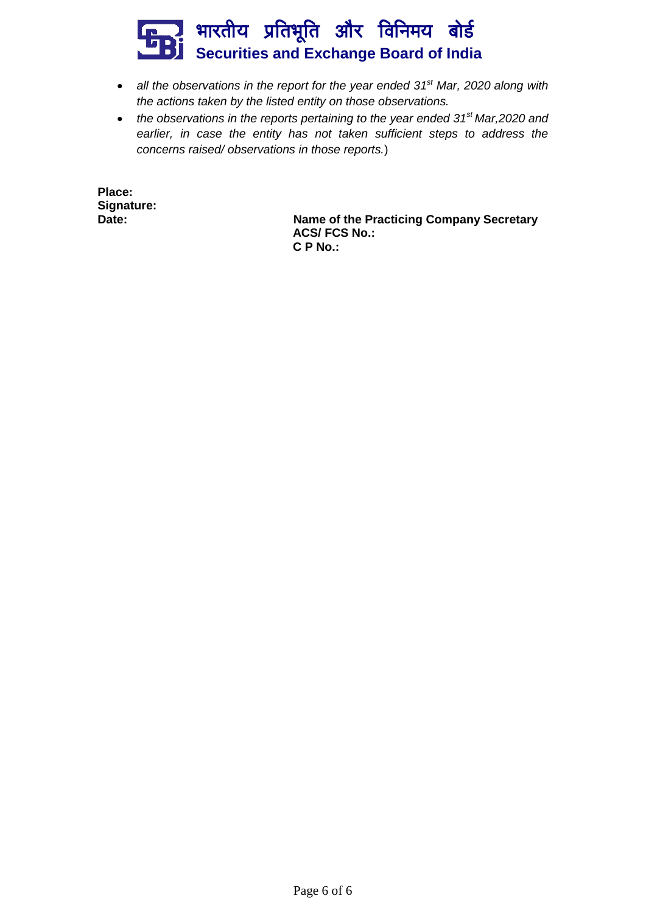- *all the observations in the report for the year ended 31st Mar, 2020 along with the actions taken by the listed entity on those observations.*
- *the observations in the reports pertaining to the year ended 31st Mar,2020 and earlier, in case the entity has not taken sufficient steps to address the concerns raised/ observations in those reports.*)

**Place:**
**Signature:**
**Date:**

**Name of the Practicing Company Secretary**
**ACS/ FCS No.:**
**C P No.:**